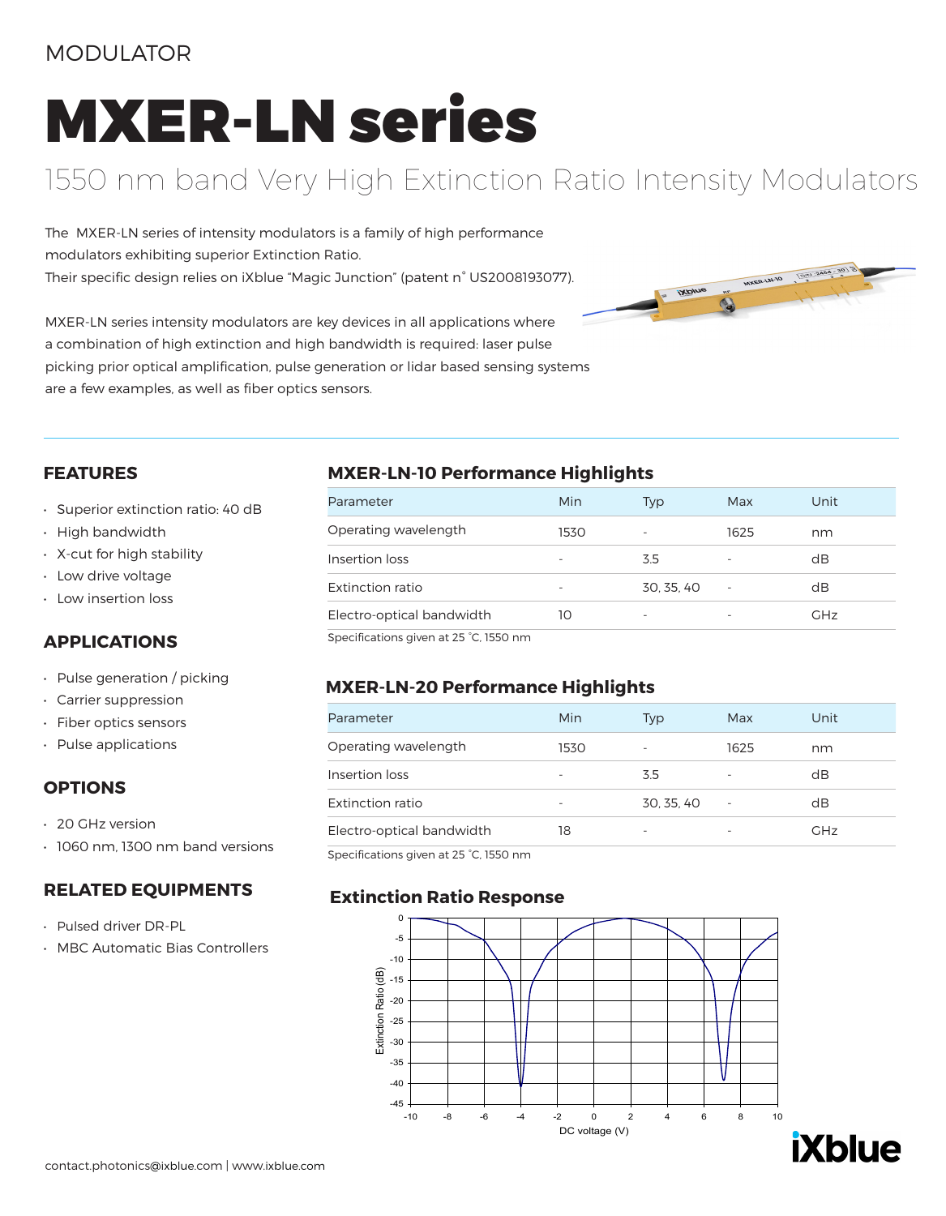MODULATOR

# MXER-LN series

## 1550 nm band Very High Extinction Ratio Intensity Modulators

The MXER-LN series of intensity modulators is a family of high performance modulators exhibiting superior Extinction Ratio.
Their specific design relies on iXblue "Magic Junction" (patent n° US2008193077).

MXER-LN series intensity modulators are key devices in all applications where a combination of high extinction and high bandwidth is required: laser pulse picking prior optical amplification, pulse generation or lidar based sensing systems are a few examples, as well as fiber optics sensors.

## FEATURES

- Superior extinction ratio: 40 dB
- High bandwidth
- X-cut for high stability
- Low drive voltage
- Low insertion loss

## APPLICATIONS

- Pulse generation / picking
- Carrier suppression
- Fiber optics sensors
- Pulse applications

## OPTIONS

- 20 GHz version
- 1060 nm, 1300 nm band versions

## RELATED EQUIPMENTS

- Pulsed driver DR-PL
- MBC Automatic Bias Controllers

## MXER-LN-10 Performance Highlights

| Parameter | Min | Typ | Max | Unit |
|---|---|---|---|---|
| Operating wavelength | 1530 | - | 1625 | nm |
| Insertion loss | - | 3.5 | - | dB |
| Extinction ratio | - | 30, 35, 40 | - | dB |
| Electro-optical bandwidth | 10 | - | - | GHz |

Specifications given at 25 °C, 1550 nm

## MXER-LN-20 Performance Highlights

| Parameter | Min | Typ | Max | Unit |
|---|---|---|---|---|
| Operating wavelength | 1530 | - | 1625 | nm |
| Insertion loss | - | 3.5 | - | dB |
| Extinction ratio | - | 30, 35, 40 | - | dB |
| Electro-optical bandwidth | 18 | - | - | GHz |

Specifications given at 25 °C, 1550 nm

## Extinction Ratio Response

contact.photonics@ixblue.com | www.ixblue.com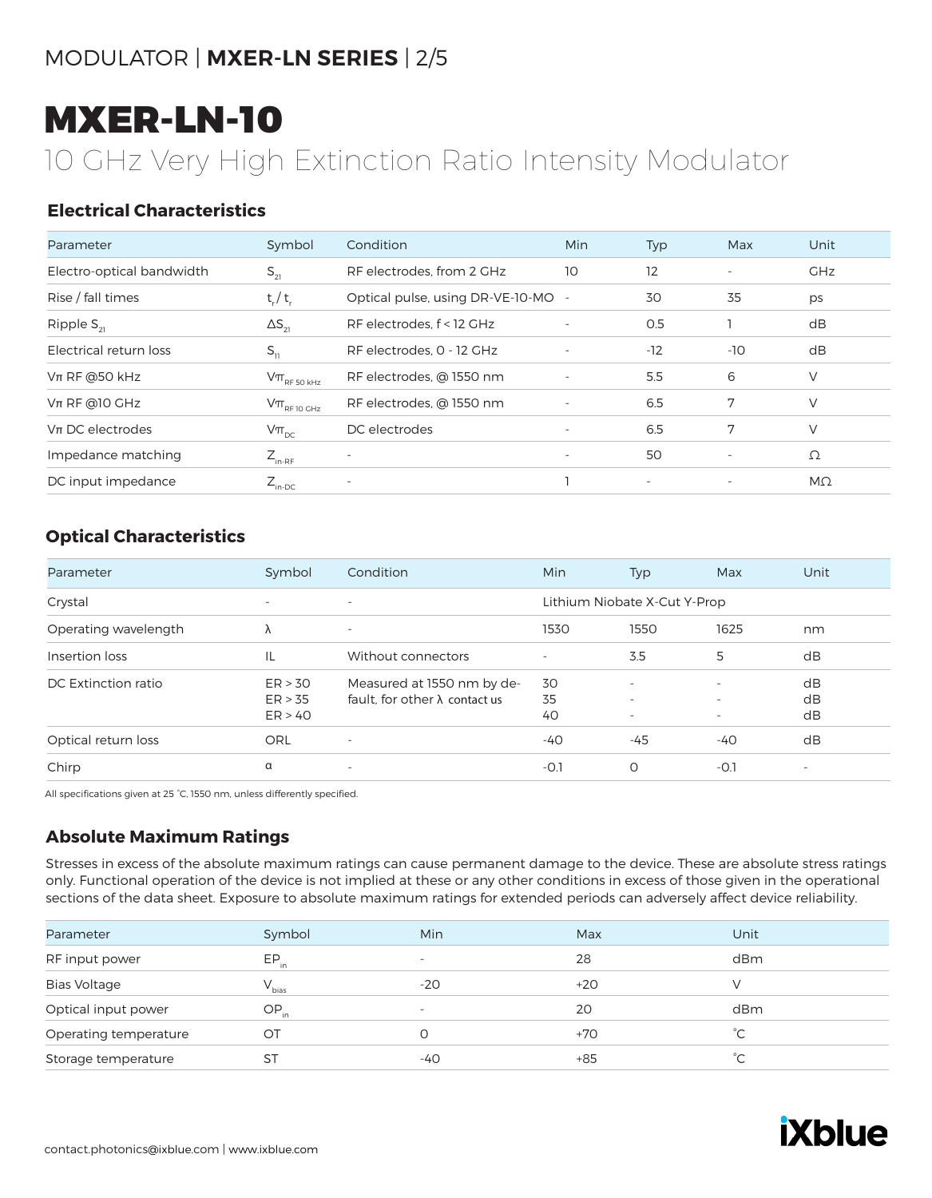# MXER-LN-10

10 GHz Very High Extinction Ratio Intensity Modulator

## Electrical Characteristics

| Parameter | Symbol | Condition | Min | Typ | Max | Unit |
|---|---|---|---|---|---|---|
| Electro-optical bandwidth | $S_{21}$ | RF electrodes, from 2 GHz | 10 | 12 | - | GHz |
| Rise / fall times | $t_r$ / $t_r$ | Optical pulse, using DR-VE-10-MO | - | 30 | 35 | ps |
| Ripple $S_{21}$ | $\Delta S_{21}$ | RF electrodes, f < 12 GHz | - | 0.5 | 1 | dB |
| Electrical return loss | $S_{11}$ | RF electrodes, 0 - 12 GHz | - | -12 | -10 | dB |
| Vπ RF @50 kHz | $V\pi_{RF\ 50\ kHz}$ | RF electrodes, @ 1550 nm | - | 5.5 | 6 | V |
| Vπ RF @10 GHz | $V\pi_{RF\ 10\ GHz}$ | RF electrodes, @ 1550 nm | - | 6.5 | 7 | V |
| Vπ DC electrodes | $V\pi_{DC}$ | DC electrodes | - | 6.5 | 7 | V |
| Impedance matching | $Z_{in-RF}$ | - | - | 50 | - | Ω |
| DC input impedance | $Z_{in-DC}$ | - | 1 | - | - | MΩ |

## Optical Characteristics

| Parameter | Symbol | Condition | Min | Typ | Max | Unit |
|---|---|---|---|---|---|---|
| Crystal | - | - | Lithium Niobate X-Cut Y-Prop | | | |
| Operating wavelength | λ | - | 1530 | 1550 | 1625 | nm |
| Insertion loss | IL | Without connectors | - | 3.5 | 5 | dB |
| DC Extinction ratio | ER > 30<br>ER > 35<br>ER > 40 | Measured at 1550 nm by default, for other λ contact us | 30<br>35<br>40 | -<br>-<br>- | -<br>-<br>- | dB<br>dB<br>dB |
| Optical return loss | ORL | - | -40 | -45 | -40 | dB |
| Chirp | α | - | -0.1 | 0 | -0.1 | - |

All specifications given at 25 °C, 1550 nm, unless differently specified.

## Absolute Maximum Ratings

Stresses in excess of the absolute maximum ratings can cause permanent damage to the device. These are absolute stress ratings only. Functional operation of the device is not implied at these or any other conditions in excess of those given in the operational sections of the data sheet. Exposure to absolute maximum ratings for extended periods can adversely affect device reliability.

| Parameter | Symbol | Min | Max | Unit |
|---|---|---|---|---|
| RF input power | $EP_{in}$ | - | 28 | dBm |
| Bias Voltage | $V_{bias}$ | -20 | +20 | V |
| Optical input power | $OP_{in}$ | - | 20 | dBm |
| Operating temperature | OT | 0 | +70 | °C |
| Storage temperature | ST | -40 | +85 | °C |

contact.photonics@ixblue.com | www.ixblue.com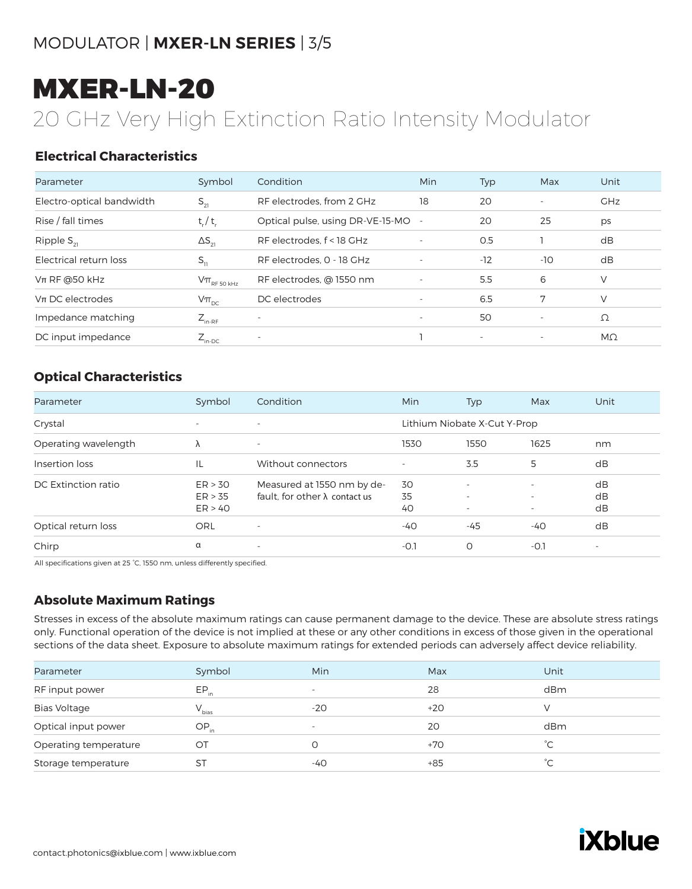# MXER-LN-20

20 GHz Very High Extinction Ratio Intensity Modulator

## Electrical Characteristics

| Parameter | Symbol | Condition | Min | Typ | Max | Unit |
|---|---|---|---|---|---|---|
| Electro-optical bandwidth | $S_{21}$ | RF electrodes, from 2 GHz | 18 | 20 | - | GHz |
| Rise / fall times | $t_r$ / $t_r$ | Optical pulse, using DR-VE-15-MO | - | 20 | 25 | ps |
| Ripple $S_{21}$ | $\Delta S_{21}$ | RF electrodes, f < 18 GHz | - | 0.5 | 1 | dB |
| Electrical return loss | $S_{11}$ | RF electrodes, 0 - 18 GHz | - | -12 | -10 | dB |
| Vπ RF @50 kHz | $V\pi_{RF\ 50\ kHz}$ | RF electrodes, @ 1550 nm | - | 5.5 | 6 | V |
| Vπ DC electrodes | $V\pi_{DC}$ | DC electrodes | - | 6.5 | 7 | V |
| Impedance matching | $Z_{in\text{-}RF}$ | - | - | 50 | - | Ω |
| DC input impedance | $Z_{in\text{-}DC}$ | - | 1 | - | - | MΩ |

## Optical Characteristics

| Parameter | Symbol | Condition | Min | Typ | Max | Unit |
|---|---|---|---|---|---|---|
| Crystal | - | - | Lithium Niobate X-Cut Y-Prop | | | |
| Operating wavelength | λ | - | 1530 | 1550 | 1625 | nm |
| Insertion loss | IL | Without connectors | - | 3.5 | 5 | dB |
| DC Extinction ratio | ER > 30<br>ER > 35<br>ER > 40 | Measured at 1550 nm by default, for other λ contact us | 30<br>35<br>40 | -<br>-<br>- | -<br>-<br>- | dB<br>dB<br>dB |
| Optical return loss | ORL | - | -40 | -45 | -40 | dB |
| Chirp | α | - | -0.1 | 0 | -0.1 | - |

All specifications given at 25 °C, 1550 nm, unless differently specified.

## Absolute Maximum Ratings

Stresses in excess of the absolute maximum ratings can cause permanent damage to the device. These are absolute stress ratings only. Functional operation of the device is not implied at these or any other conditions in excess of those given in the operational sections of the data sheet. Exposure to absolute maximum ratings for extended periods can adversely affect device reliability.

| Parameter | Symbol | Min | Max | Unit |
|---|---|---|---|---|
| RF input power | $EP_{in}$ | - | 28 | dBm |
| Bias Voltage | $V_{bias}$ | -20 | +20 | V |
| Optical input power | $OP_{in}$ | - | 20 | dBm |
| Operating temperature | OT | 0 | +70 | °C |
| Storage temperature | ST | -40 | +85 | °C |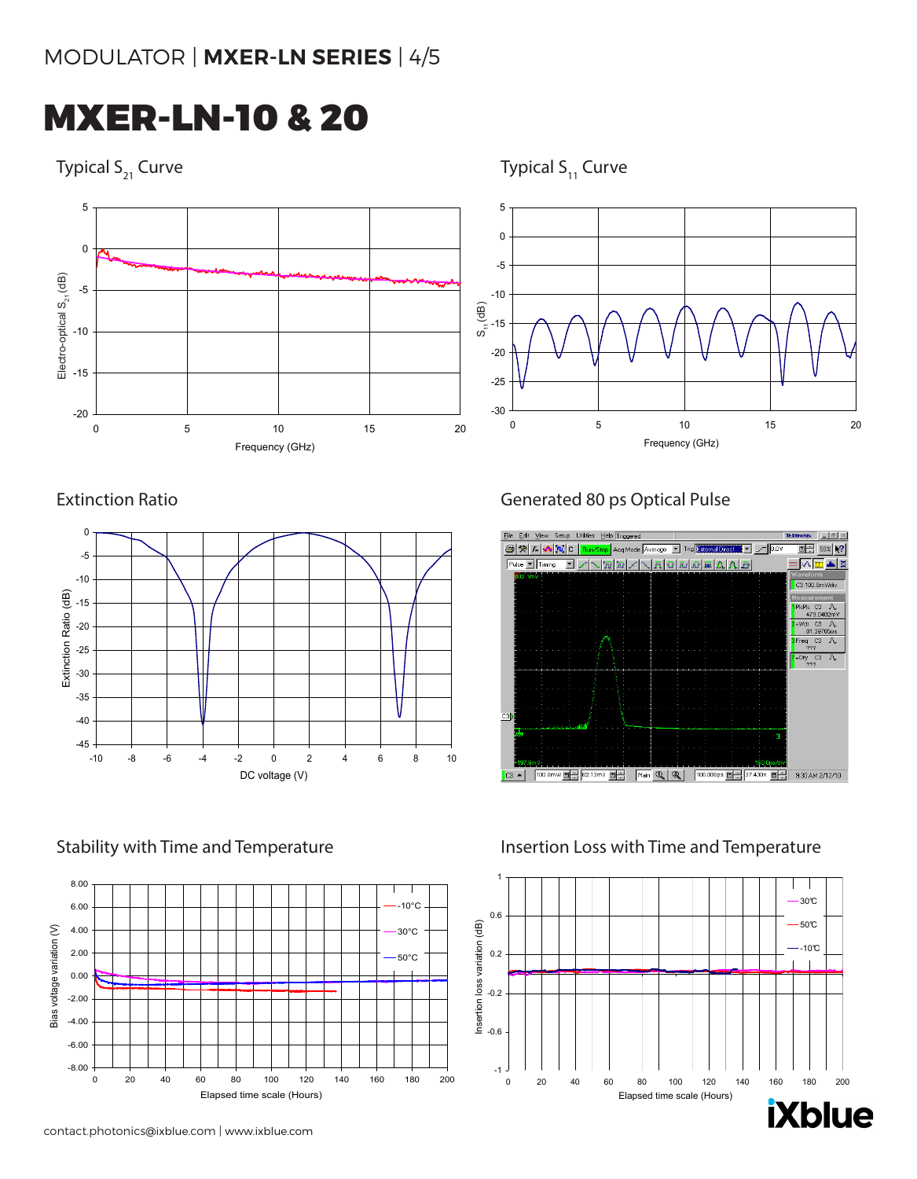# MXER-LN-10 & 20

## Typical $S_{21}$ Curve

## Typical $S_{11}$ Curve

## Extinction Ratio

## Generated 80 ps Optical Pulse

## Stability with Time and Temperature

## Insertion Loss with Time and Temperature

contact.photonics@ixblue.com | www.ixblue.com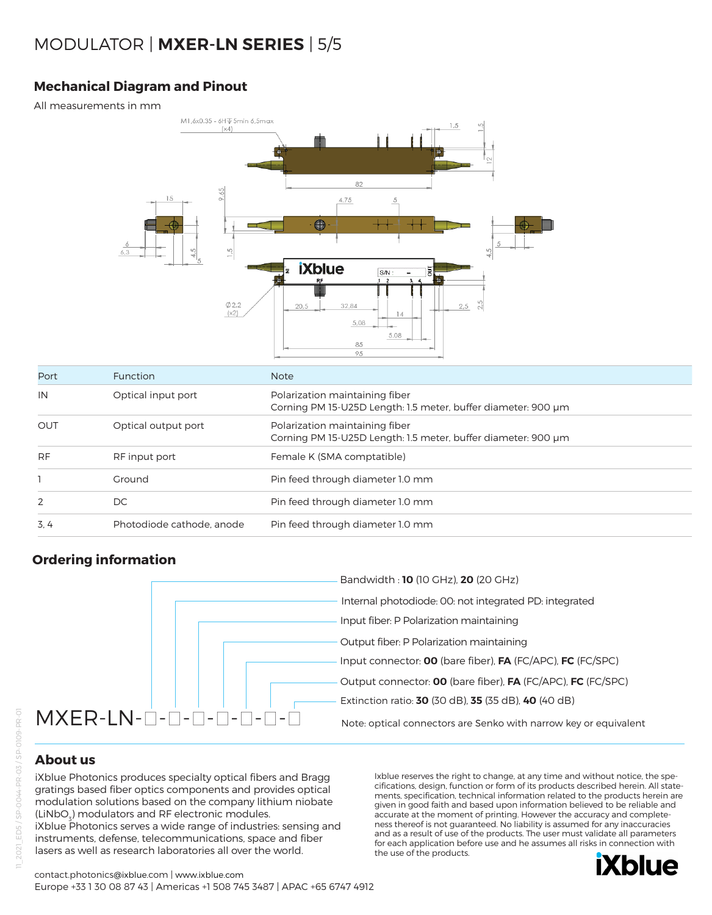## Mechanical Diagram and Pinout

All measurements in mm

M1,6x0.35 - 6H ↧ 5min 6,5max (x4)

1,5
1,5
12
82
9,65
15
4,75
5
6
6,3
4,5
5
1,5
5
4,5
Ø2,2 (x2)
20,5
32,84
14
5,08
5,08
2,5
2,5
85
95

IN
iXblue
RF
S/N :
1 2 3 4
OUT

| Port | Function | Note |
|---|---|---|
| IN | Optical input port | Polarization maintaining fiber<br>Corning PM 15-U25D Length: 1.5 meter, buffer diameter: 900 µm |
| OUT | Optical output port | Polarization maintaining fiber<br>Corning PM 15-U25D Length: 1.5 meter, buffer diameter: 900 µm |
| RF | RF input port | Female K (SMA comptatible) |
| 1 | Ground | Pin feed through diameter 1.0 mm |
| 2 | DC | Pin feed through diameter 1.0 mm |
| 3, 4 | Photodiode cathode, anode | Pin feed through diameter 1.0 mm |

## Ordering information

MXER-LN-□-□-□-□-□-□-□

- Bandwidth : **10** (10 GHz), **20** (20 GHz)
- Internal photodiode: 00: not integrated PD: integrated
- Input fiber: P Polarization maintaining
- Output fiber: P Polarization maintaining
- Input connector: **00** (bare fiber), **FA** (FC/APC), **FC** (FC/SPC)
- Output connector: **00** (bare fiber), **FA** (FC/APC), **FC** (FC/SPC)
- Extinction ratio: **30** (30 dB), **35** (35 dB), **40** (40 dB)

Note: optical connectors are Senko with narrow key or equivalent

## About us

iXblue Photonics produces specialty optical fibers and Bragg gratings based fiber optics components and provides optical modulation solutions based on the company lithium niobate ($LiNbO_3$) modulators and RF electronic modules.
iXblue Photonics serves a wide range of industries: sensing and instruments, defense, telecommunications, space and fiber lasers as well as research laboratories all over the world.

Ixblue reserves the right to change, at any time and without notice, the specifications, design, function or form of its products described herein. All statements, specification, technical information related to the products herein are given in good faith and based upon information believed to be reliable and accurate at the moment of printing. However the accuracy and completeness thereof is not guaranteed. No liability is assumed for any inaccuracies and as a result of use of the products. The user must validate all parameters for each application before use and he assumes all risks in connection with the use of the products.

contact.photonics@ixblue.com | www.ixblue.com
Europe +33 1 30 08 87 43 | Americas +1 508 745 3487 | APAC +65 6747 4912